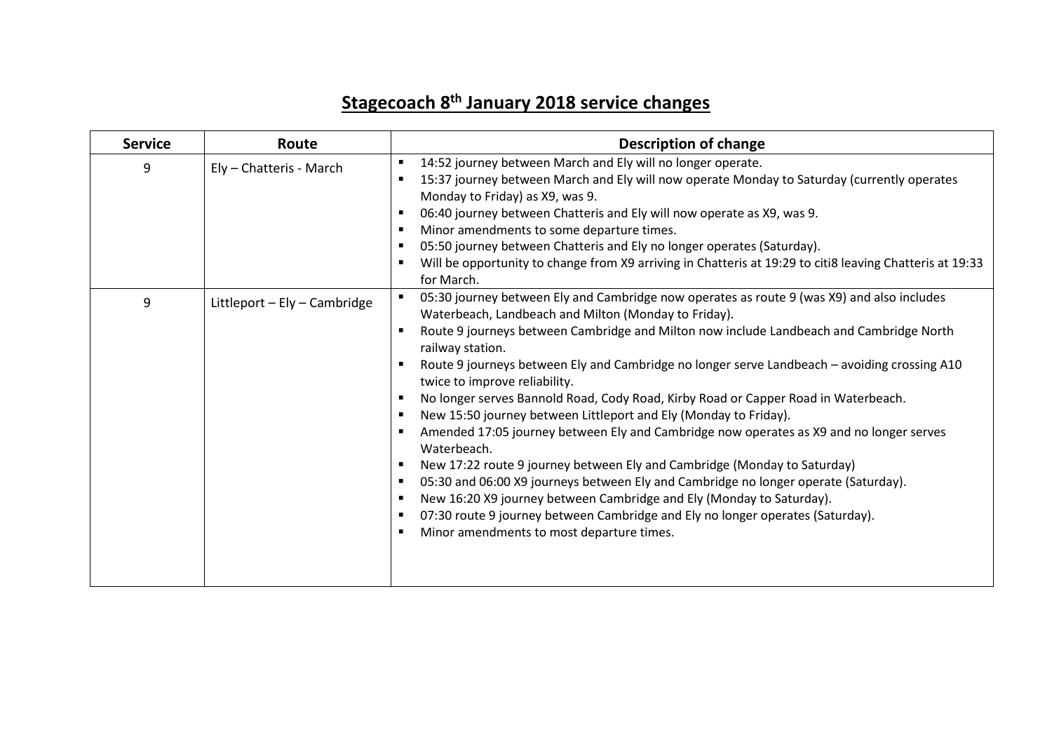# Stagecoach 8th January 2018 service changes

| Service | Route | Description of change |
|---|---|---|
| 9 | Ely – Chatteris - March | ▪ 14:52 journey between March and Ely will no longer operate.<br>▪ 15:37 journey between March and Ely will now operate Monday to Saturday (currently operates Monday to Friday) as X9, was 9.<br>▪ 06:40 journey between Chatteris and Ely will now operate as X9, was 9.<br>▪ Minor amendments to some departure times.<br>▪ 05:50 journey between Chatteris and Ely no longer operates (Saturday).<br>▪ Will be opportunity to change from X9 arriving in Chatteris at 19:29 to citi8 leaving Chatteris at 19:33 for March. |
| 9 | Littleport – Ely – Cambridge | ▪ 05:30 journey between Ely and Cambridge now operates as route 9 (was X9) and also includes Waterbeach, Landbeach and Milton (Monday to Friday).<br>▪ Route 9 journeys between Cambridge and Milton now include Landbeach and Cambridge North railway station.<br>▪ Route 9 journeys between Ely and Cambridge no longer serve Landbeach – avoiding crossing A10 twice to improve reliability.<br>▪ No longer serves Bannold Road, Cody Road, Kirby Road or Capper Road in Waterbeach.<br>▪ New 15:50 journey between Littleport and Ely (Monday to Friday).<br>▪ Amended 17:05 journey between Ely and Cambridge now operates as X9 and no longer serves Waterbeach.<br>▪ New 17:22 route 9 journey between Ely and Cambridge (Monday to Saturday)<br>▪ 05:30 and 06:00 X9 journeys between Ely and Cambridge no longer operate (Saturday).<br>▪ New 16:20 X9 journey between Cambridge and Ely (Monday to Saturday).<br>▪ 07:30 route 9 journey between Cambridge and Ely no longer operates (Saturday).<br>▪ Minor amendments to most departure times. |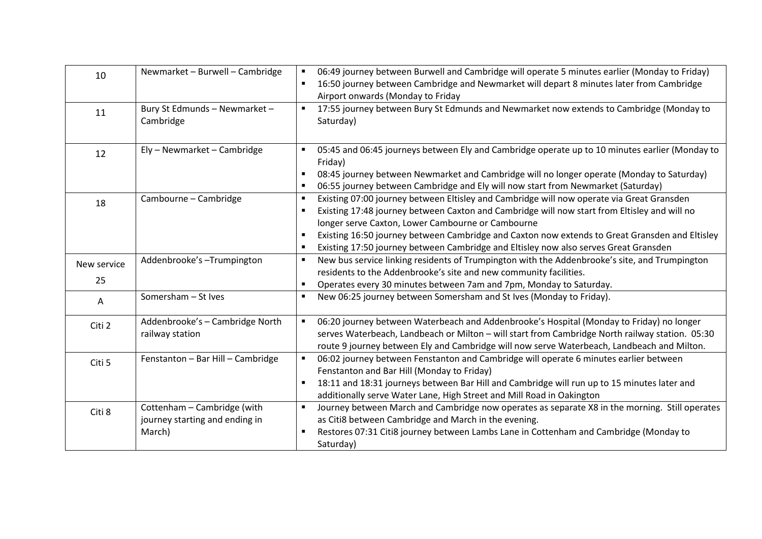| | | |
|---|---|---|
| 10 | Newmarket – Burwell – Cambridge | ▪ 06:49 journey between Burwell and Cambridge will operate 5 minutes earlier (Monday to Friday)<br>▪ 16:50 journey between Cambridge and Newmarket will depart 8 minutes later from Cambridge Airport onwards (Monday to Friday |
| 11 | Bury St Edmunds – Newmarket – Cambridge | ▪ 17:55 journey between Bury St Edmunds and Newmarket now extends to Cambridge (Monday to Saturday) |
| 12 | Ely – Newmarket – Cambridge | ▪ 05:45 and 06:45 journeys between Ely and Cambridge operate up to 10 minutes earlier (Monday to Friday)<br>▪ 08:45 journey between Newmarket and Cambridge will no longer operate (Monday to Saturday)<br>▪ 06:55 journey between Cambridge and Ely will now start from Newmarket (Saturday) |
| 18 | Cambourne – Cambridge | ▪ Existing 07:00 journey between Eltisley and Cambridge will now operate via Great Gransden<br>▪ Existing 17:48 journey between Caxton and Cambridge will now start from Eltisley and will no longer serve Caxton, Lower Cambourne or Cambourne<br>▪ Existing 16:50 journey between Cambridge and Caxton now extends to Great Gransden and Eltisley<br>▪ Existing 17:50 journey between Cambridge and Eltisley now also serves Great Gransden |
| New service 25 | Addenbrooke's –Trumpington | ▪ New bus service linking residents of Trumpington with the Addenbrooke's site, and Trumpington residents to the Addenbrooke's site and new community facilities.<br>▪ Operates every 30 minutes between 7am and 7pm, Monday to Saturday. |
| A | Somersham – St Ives | ▪ New 06:25 journey between Somersham and St Ives (Monday to Friday). |
| Citi 2 | Addenbrooke's – Cambridge North railway station | ▪ 06:20 journey between Waterbeach and Addenbrooke's Hospital (Monday to Friday) no longer serves Waterbeach, Landbeach or Milton – will start from Cambridge North railway station. 05:30 route 9 journey between Ely and Cambridge will now serve Waterbeach, Landbeach and Milton. |
| Citi 5 | Fenstanton – Bar Hill – Cambridge | ▪ 06:02 journey between Fenstanton and Cambridge will operate 6 minutes earlier between Fenstanton and Bar Hill (Monday to Friday)<br>▪ 18:11 and 18:31 journeys between Bar Hill and Cambridge will run up to 15 minutes later and additionally serve Water Lane, High Street and Mill Road in Oakington |
| Citi 8 | Cottenham – Cambridge (with journey starting and ending in March) | ▪ Journey between March and Cambridge now operates as separate X8 in the morning. Still operates as Citi8 between Cambridge and March in the evening.<br>▪ Restores 07:31 Citi8 journey between Lambs Lane in Cottenham and Cambridge (Monday to Saturday) |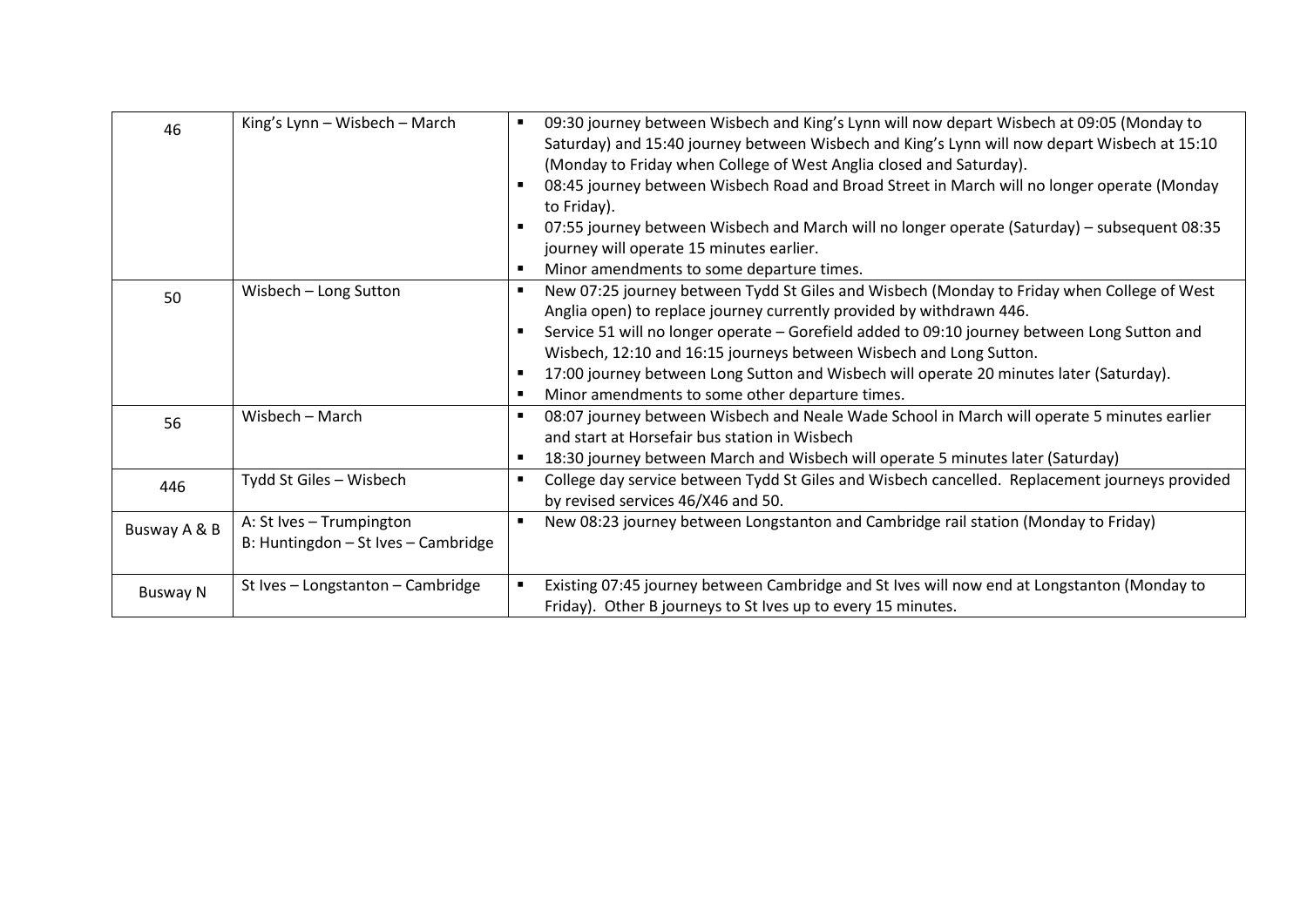| | | |
|---|---|---|
| 46 | King's Lynn – Wisbech – March | ▪ 09:30 journey between Wisbech and King's Lynn will now depart Wisbech at 09:05 (Monday to Saturday) and 15:40 journey between Wisbech and King's Lynn will now depart Wisbech at 15:10 (Monday to Friday when College of West Anglia closed and Saturday).<br>▪ 08:45 journey between Wisbech Road and Broad Street in March will no longer operate (Monday to Friday).<br>▪ 07:55 journey between Wisbech and March will no longer operate (Saturday) – subsequent 08:35 journey will operate 15 minutes earlier.<br>▪ Minor amendments to some departure times. |
| 50 | Wisbech – Long Sutton | ▪ New 07:25 journey between Tydd St Giles and Wisbech (Monday to Friday when College of West Anglia open) to replace journey currently provided by withdrawn 446.<br>▪ Service 51 will no longer operate – Gorefield added to 09:10 journey between Long Sutton and Wisbech, 12:10 and 16:15 journeys between Wisbech and Long Sutton.<br>▪ 17:00 journey between Long Sutton and Wisbech will operate 20 minutes later (Saturday).<br>▪ Minor amendments to some other departure times. |
| 56 | Wisbech – March | ▪ 08:07 journey between Wisbech and Neale Wade School in March will operate 5 minutes earlier and start at Horsefair bus station in Wisbech<br>▪ 18:30 journey between March and Wisbech will operate 5 minutes later (Saturday) |
| 446 | Tydd St Giles – Wisbech | ▪ College day service between Tydd St Giles and Wisbech cancelled. Replacement journeys provided by revised services 46/X46 and 50. |
| Busway A & B | A: St Ives – Trumpington<br>B: Huntingdon – St Ives – Cambridge | ▪ New 08:23 journey between Longstanton and Cambridge rail station (Monday to Friday) |
| Busway N | St Ives – Longstanton – Cambridge | ▪ Existing 07:45 journey between Cambridge and St Ives will now end at Longstanton (Monday to Friday). Other B journeys to St Ives up to every 15 minutes. |